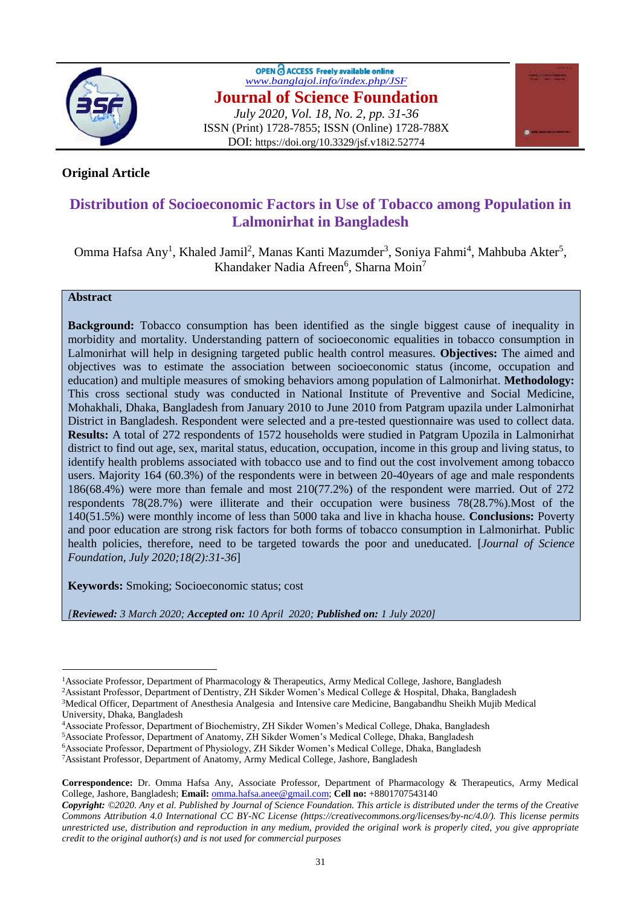**Original Article**

# Distribution of Socioeconomic Factors in Use of Tobacco among Population in Lalmonirhat in Bangladesh

Omma Hafsa Any[1], Khaled Jamil[2], Manas Kanti Mazumder[3], Soniya Fahmi[4], Mahbuba Akter[5], Khandaker Nadia Afreen[6], Sharna Moin[7]

## Abstract

**Background:** Tobacco consumption has been identified as the single biggest cause of inequality in morbidity and mortality. Understanding pattern of socioeconomic equalities in tobacco consumption in Lalmonirhat will help in designing targeted public health control measures. **Objectives:** The aimed and objectives was to estimate the association between socioeconomic status (income, occupation and education) and multiple measures of smoking behaviors among population of Lalmonirhat. **Methodology:** This cross sectional study was conducted in National Institute of Preventive and Social Medicine, Mohakhali, Dhaka, Bangladesh from January 2010 to June 2010 from Patgram upazila under Lalmonirhat District in Bangladesh. Respondent were selected and a pre-tested questionnaire was used to collect data. **Results:** A total of 272 respondents of 1572 households were studied in Patgram Upozila in Lalmonirhat district to find out age, sex, marital status, education, occupation, income in this group and living status, to identify health problems associated with tobacco use and to find out the cost involvement among tobacco users. Majority 164 (60.3%) of the respondents were in between 20-40years of age and male respondents 186(68.4%) were more than female and most 210(77.2%) of the respondent were married. Out of 272 respondents 78(28.7%) were illiterate and their occupation were business 78(28.7%).Most of the 140(51.5%) were monthly income of less than 5000 taka and live in khacha house. **Conclusions:** Poverty and poor education are strong risk factors for both forms of tobacco consumption in Lalmonirhat. Public health policies, therefore, need to be targeted towards the poor and uneducated. [*Journal of Science Foundation, July 2020;18(2):31-36*]

**Keywords:** Smoking; Socioeconomic status; cost

*[**Reviewed:** 3 March 2020; **Accepted on:** 10 April 2020; **Published on:** 1 July 2020]*

---

[1]Associate Professor, Department of Pharmacology & Therapeutics, Army Medical College, Jashore, Bangladesh

[2]Assistant Professor, Department of Dentistry, ZH Sikder Women's Medical College & Hospital, Dhaka, Bangladesh

[3]Medical Officer, Department of Anesthesia Analgesia and Intensive care Medicine, Bangabandhu Sheikh Mujib Medical University, Dhaka, Bangladesh

[4]Associate Professor, Department of Biochemistry, ZH Sikder Women's Medical College, Dhaka, Bangladesh

[5]Associate Professor, Department of Anatomy, ZH Sikder Women's Medical College, Dhaka, Bangladesh

[6]Associate Professor, Department of Physiology, ZH Sikder Women's Medical College, Dhaka, Bangladesh

[7]Assistant Professor, Department of Anatomy, Army Medical College, Jashore, Bangladesh

**Correspondence:** Dr. Omma Hafsa Any, Associate Professor, Department of Pharmacology & Therapeutics, Army Medical College, Jashore, Bangladesh; **Email:** omma.hafsa.anee@gmail.com; **Cell no:** +8801707543140

***Copyright:*** *©2020. Any et al. Published by Journal of Science Foundation. This article is distributed under the terms of the Creative Commons Attribution 4.0 International CC BY-NC License (https://creativecommons.org/licenses/by-nc/4.0/). This license permits unrestricted use, distribution and reproduction in any medium, provided the original work is properly cited, you give appropriate credit to the original author(s) and is not used for commercial purposes*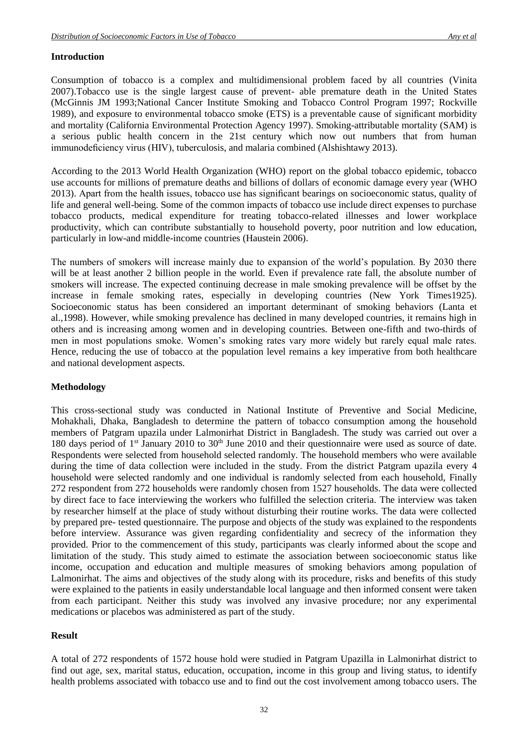## Introduction

Consumption of tobacco is a complex and multidimensional problem faced by all countries (Vinita 2007).Tobacco use is the single largest cause of prevent- able premature death in the United States (McGinnis JM 1993;National Cancer Institute Smoking and Tobacco Control Program 1997; Rockville 1989), and exposure to environmental tobacco smoke (ETS) is a preventable cause of significant morbidity and mortality (California Environmental Protection Agency 1997). Smoking-attributable mortality (SAM) is a serious public health concern in the 21st century which now out numbers that from human immunodeficiency virus (HIV), tuberculosis, and malaria combined (Alshishtawy 2013).

According to the 2013 World Health Organization (WHO) report on the global tobacco epidemic, tobacco use accounts for millions of premature deaths and billions of dollars of economic damage every year (WHO 2013). Apart from the health issues, tobacco use has significant bearings on socioeconomic status, quality of life and general well-being. Some of the common impacts of tobacco use include direct expenses to purchase tobacco products, medical expenditure for treating tobacco-related illnesses and lower workplace productivity, which can contribute substantially to household poverty, poor nutrition and low education, particularly in low-and middle-income countries (Haustein 2006).

The numbers of smokers will increase mainly due to expansion of the world's population. By 2030 there will be at least another 2 billion people in the world. Even if prevalence rate fall, the absolute number of smokers will increase. The expected continuing decrease in male smoking prevalence will be offset by the increase in female smoking rates, especially in developing countries (New York Times1925). Socioeconomic status has been considered an important determinant of smoking behaviors (Lanta et al.,1998). However, while smoking prevalence has declined in many developed countries, it remains high in others and is increasing among women and in developing countries. Between one-fifth and two-thirds of men in most populations smoke. Women's smoking rates vary more widely but rarely equal male rates. Hence, reducing the use of tobacco at the population level remains a key imperative from both healthcare and national development aspects.

## Methodology

This cross-sectional study was conducted in National Institute of Preventive and Social Medicine, Mohakhali, Dhaka, Bangladesh to determine the pattern of tobacco consumption among the household members of Patgram upazila under Lalmonirhat District in Bangladesh. The study was carried out over a 180 days period of 1st January 2010 to 30th June 2010 and their questionnaire were used as source of date. Respondents were selected from household selected randomly. The household members who were available during the time of data collection were included in the study. From the district Patgram upazila every 4 household were selected randomly and one individual is randomly selected from each household, Finally 272 respondent from 272 households were randomly chosen from 1527 households. The data were collected by direct face to face interviewing the workers who fulfilled the selection criteria. The interview was taken by researcher himself at the place of study without disturbing their routine works. The data were collected by prepared pre- tested questionnaire. The purpose and objects of the study was explained to the respondents before interview. Assurance was given regarding confidentiality and secrecy of the information they provided. Prior to the commencement of this study, participants was clearly informed about the scope and limitation of the study. This study aimed to estimate the association between socioeconomic status like income, occupation and education and multiple measures of smoking behaviors among population of Lalmonirhat. The aims and objectives of the study along with its procedure, risks and benefits of this study were explained to the patients in easily understandable local language and then informed consent were taken from each participant. Neither this study was involved any invasive procedure; nor any experimental medications or placebos was administered as part of the study.

## Result

A total of 272 respondents of 1572 house hold were studied in Patgram Upazilla in Lalmonirhat district to find out age, sex, marital status, education, occupation, income in this group and living status, to identify health problems associated with tobacco use and to find out the cost involvement among tobacco users. The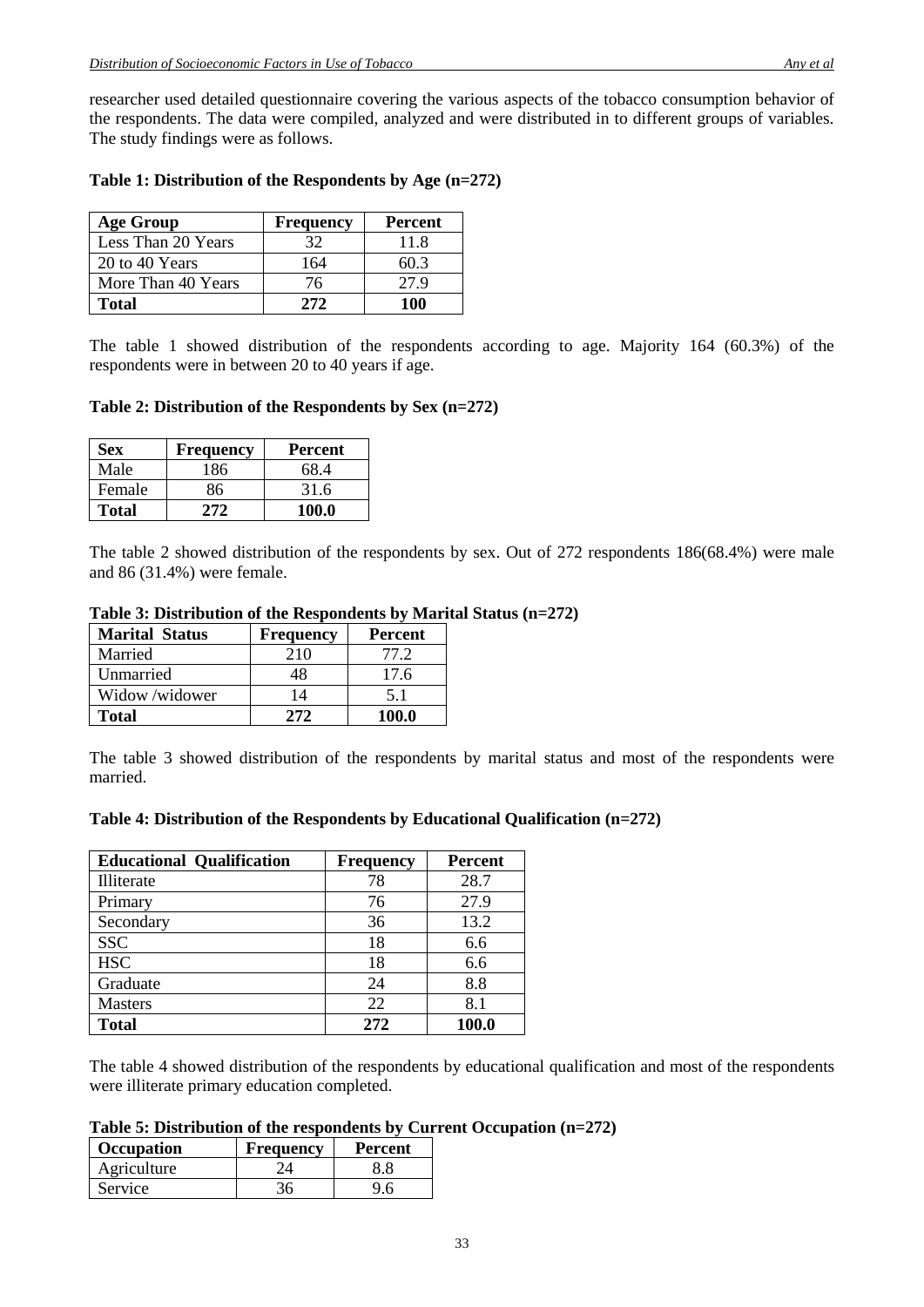researcher used detailed questionnaire covering the various aspects of the tobacco consumption behavior of the respondents. The data were compiled, analyzed and were distributed in to different groups of variables. The study findings were as follows.

**Table 1: Distribution of the Respondents by Age (n=272)**

| Age Group | Frequency | Percent |
|---|---|---|
| Less Than 20 Years | 32 | 11.8 |
| 20 to 40 Years | 164 | 60.3 |
| More Than 40 Years | 76 | 27.9 |
| **Total** | **272** | **100** |

The table 1 showed distribution of the respondents according to age. Majority 164 (60.3%) of the respondents were in between 20 to 40 years if age.

**Table 2: Distribution of the Respondents by Sex (n=272)**

| Sex | Frequency | Percent |
|---|---|---|
| Male | 186 | 68.4 |
| Female | 86 | 31.6 |
| **Total** | **272** | **100.0** |

The table 2 showed distribution of the respondents by sex. Out of 272 respondents 186(68.4%) were male and 86 (31.4%) were female.

**Table 3: Distribution of the Respondents by Marital Status (n=272)**

| Marital Status | Frequency | Percent |
|---|---|---|
| Married | 210 | 77.2 |
| Unmarried | 48 | 17.6 |
| Widow /widower | 14 | 5.1 |
| **Total** | **272** | **100.0** |

The table 3 showed distribution of the respondents by marital status and most of the respondents were married.

**Table 4: Distribution of the Respondents by Educational Qualification (n=272)**

| Educational Qualification | Frequency | Percent |
|---|---|---|
| Illiterate | 78 | 28.7 |
| Primary | 76 | 27.9 |
| Secondary | 36 | 13.2 |
| SSC | 18 | 6.6 |
| HSC | 18 | 6.6 |
| Graduate | 24 | 8.8 |
| Masters | 22 | 8.1 |
| **Total** | **272** | **100.0** |

The table 4 showed distribution of the respondents by educational qualification and most of the respondents were illiterate primary education completed.

**Table 5: Distribution of the respondents by Current Occupation (n=272)**

| Occupation | Frequency | Percent |
|---|---|---|
| Agriculture | 24 | 8.8 |
| Service | 36 | 9.6 |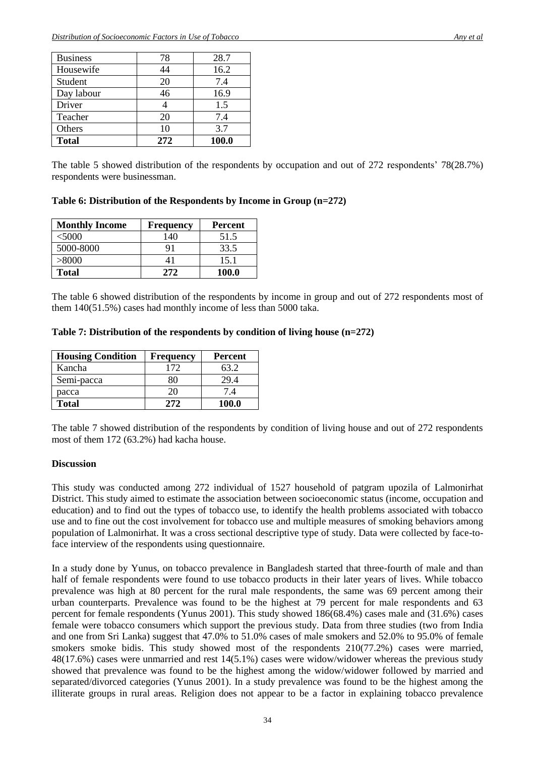| Business | 78 | 28.7 |
|---|---|---|
| Housewife | 44 | 16.2 |
| Student | 20 | 7.4 |
| Day labour | 46 | 16.9 |
| Driver | 4 | 1.5 |
| Teacher | 20 | 7.4 |
| Others | 10 | 3.7 |
| **Total** | **272** | **100.0** |

The table 5 showed distribution of the respondents by occupation and out of 272 respondents' 78(28.7%) respondents were businessman.

**Table 6: Distribution of the Respondents by Income in Group (n=272)**

| **Monthly Income** | **Frequency** | **Percent** |
|---|---|---|
| <5000 | 140 | 51.5 |
| 5000-8000 | 91 | 33.5 |
| >8000 | 41 | 15.1 |
| **Total** | **272** | **100.0** |

The table 6 showed distribution of the respondents by income in group and out of 272 respondents most of them 140(51.5%) cases had monthly income of less than 5000 taka.

**Table 7: Distribution of the respondents by condition of living house (n=272)**

| **Housing Condition** | **Frequency** | **Percent** |
|---|---|---|
| Kancha | 172 | 63.2 |
| Semi-pacca | 80 | 29.4 |
| pacca | 20 | 7.4 |
| **Total** | **272** | **100.0** |

The table 7 showed distribution of the respondents by condition of living house and out of 272 respondents most of them 172 (63.2%) had kacha house.

**Discussion**

This study was conducted among 272 individual of 1527 household of patgram upozila of Lalmonirhat District. This study aimed to estimate the association between socioeconomic status (income, occupation and education) and to find out the types of tobacco use, to identify the health problems associated with tobacco use and to fine out the cost involvement for tobacco use and multiple measures of smoking behaviors among population of Lalmonirhat. It was a cross sectional descriptive type of study. Data were collected by face-to-face interview of the respondents using questionnaire.

In a study done by Yunus, on tobacco prevalence in Bangladesh started that three-fourth of male and than half of female respondents were found to use tobacco products in their later years of lives. While tobacco prevalence was high at 80 percent for the rural male respondents, the same was 69 percent among their urban counterparts. Prevalence was found to be the highest at 79 percent for male respondents and 63 percent for female respondents (Yunus 2001). This study showed 186(68.4%) cases male and (31.6%) cases female were tobacco consumers which support the previous study. Data from three studies (two from India and one from Sri Lanka) suggest that 47.0% to 51.0% cases of male smokers and 52.0% to 95.0% of female smokers smoke bidis. This study showed most of the respondents 210(77.2%) cases were married, 48(17.6%) cases were unmarried and rest 14(5.1%) cases were widow/widower whereas the previous study showed that prevalence was found to be the highest among the widow/widower followed by married and separated/divorced categories (Yunus 2001). In a study prevalence was found to be the highest among the illiterate groups in rural areas. Religion does not appear to be a factor in explaining tobacco prevalence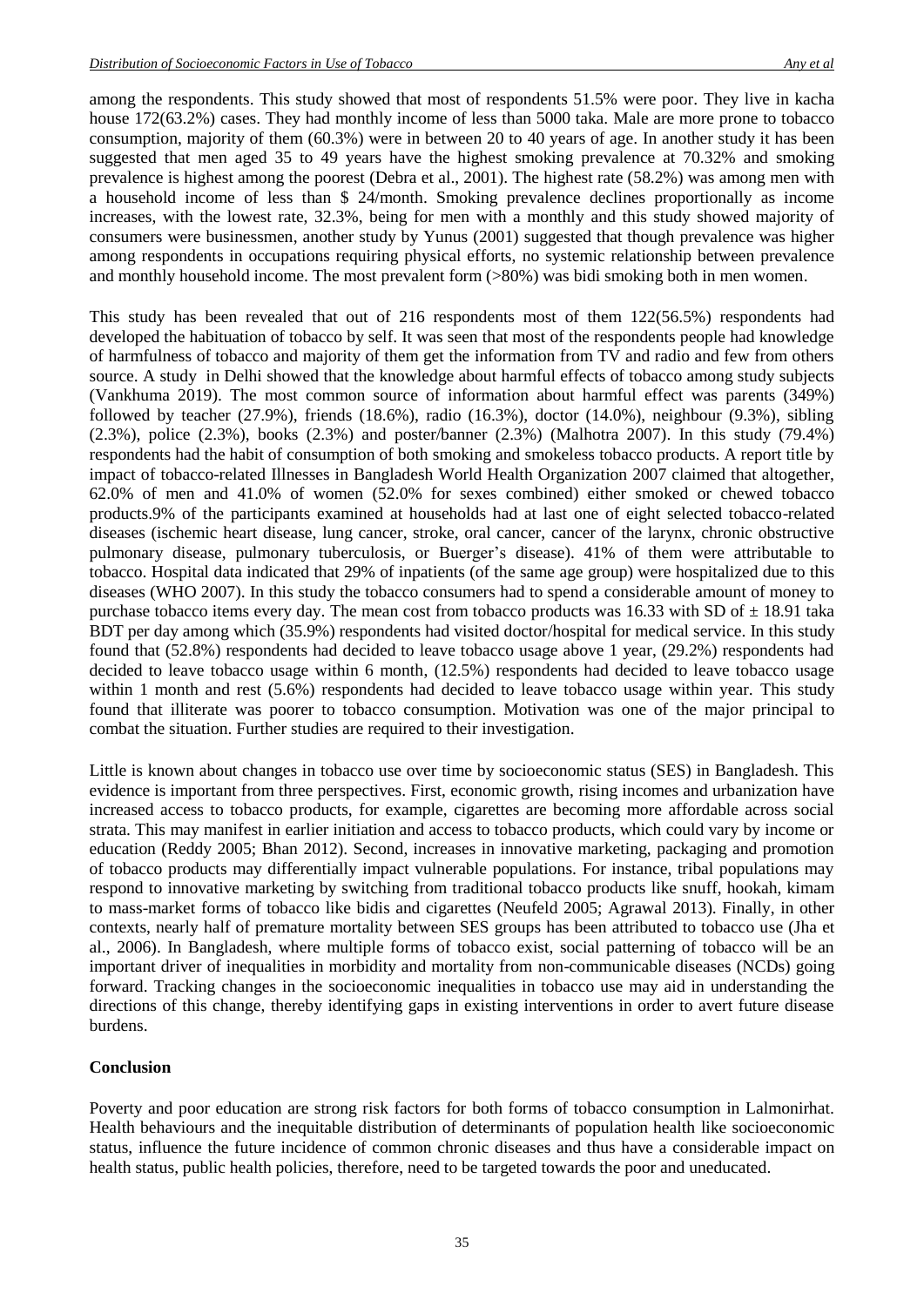among the respondents. This study showed that most of respondents 51.5% were poor. They live in kacha house 172(63.2%) cases. They had monthly income of less than 5000 taka. Male are more prone to tobacco consumption, majority of them (60.3%) were in between 20 to 40 years of age. In another study it has been suggested that men aged 35 to 49 years have the highest smoking prevalence at 70.32% and smoking prevalence is highest among the poorest (Debra et al., 2001). The highest rate (58.2%) was among men with a household income of less than $ 24/month. Smoking prevalence declines proportionally as income increases, with the lowest rate, 32.3%, being for men with a monthly and this study showed majority of consumers were businessmen, another study by Yunus (2001) suggested that though prevalence was higher among respondents in occupations requiring physical efforts, no systemic relationship between prevalence and monthly household income. The most prevalent form (>80%) was bidi smoking both in men women.

This study has been revealed that out of 216 respondents most of them 122(56.5%) respondents had developed the habituation of tobacco by self. It was seen that most of the respondents people had knowledge of harmfulness of tobacco and majority of them get the information from TV and radio and few from others source. A study in Delhi showed that the knowledge about harmful effects of tobacco among study subjects (Vankhuma 2019). The most common source of information about harmful effect was parents (349%) followed by teacher (27.9%), friends (18.6%), radio (16.3%), doctor (14.0%), neighbour (9.3%), sibling (2.3%), police (2.3%), books (2.3%) and poster/banner (2.3%) (Malhotra 2007). In this study (79.4%) respondents had the habit of consumption of both smoking and smokeless tobacco products. A report title by impact of tobacco-related Illnesses in Bangladesh World Health Organization 2007 claimed that altogether, 62.0% of men and 41.0% of women (52.0% for sexes combined) either smoked or chewed tobacco products.9% of the participants examined at households had at last one of eight selected tobacco-related diseases (ischemic heart disease, lung cancer, stroke, oral cancer, cancer of the larynx, chronic obstructive pulmonary disease, pulmonary tuberculosis, or Buerger's disease). 41% of them were attributable to tobacco. Hospital data indicated that 29% of inpatients (of the same age group) were hospitalized due to this diseases (WHO 2007). In this study the tobacco consumers had to spend a considerable amount of money to purchase tobacco items every day. The mean cost from tobacco products was 16.33 with SD of ± 18.91 taka BDT per day among which (35.9%) respondents had visited doctor/hospital for medical service. In this study found that (52.8%) respondents had decided to leave tobacco usage above 1 year, (29.2%) respondents had decided to leave tobacco usage within 6 month, (12.5%) respondents had decided to leave tobacco usage within 1 month and rest (5.6%) respondents had decided to leave tobacco usage within year. This study found that illiterate was poorer to tobacco consumption. Motivation was one of the major principal to combat the situation. Further studies are required to their investigation.

Little is known about changes in tobacco use over time by socioeconomic status (SES) in Bangladesh. This evidence is important from three perspectives. First, economic growth, rising incomes and urbanization have increased access to tobacco products, for example, cigarettes are becoming more affordable across social strata. This may manifest in earlier initiation and access to tobacco products, which could vary by income or education (Reddy 2005; Bhan 2012). Second, increases in innovative marketing, packaging and promotion of tobacco products may differentially impact vulnerable populations. For instance, tribal populations may respond to innovative marketing by switching from traditional tobacco products like snuff, hookah, kimam to mass-market forms of tobacco like bidis and cigarettes (Neufeld 2005; Agrawal 2013). Finally, in other contexts, nearly half of premature mortality between SES groups has been attributed to tobacco use (Jha et al., 2006). In Bangladesh, where multiple forms of tobacco exist, social patterning of tobacco will be an important driver of inequalities in morbidity and mortality from non-communicable diseases (NCDs) going forward. Tracking changes in the socioeconomic inequalities in tobacco use may aid in understanding the directions of this change, thereby identifying gaps in existing interventions in order to avert future disease burdens.

## Conclusion

Poverty and poor education are strong risk factors for both forms of tobacco consumption in Lalmonirhat. Health behaviours and the inequitable distribution of determinants of population health like socioeconomic status, influence the future incidence of common chronic diseases and thus have a considerable impact on health status, public health policies, therefore, need to be targeted towards the poor and uneducated.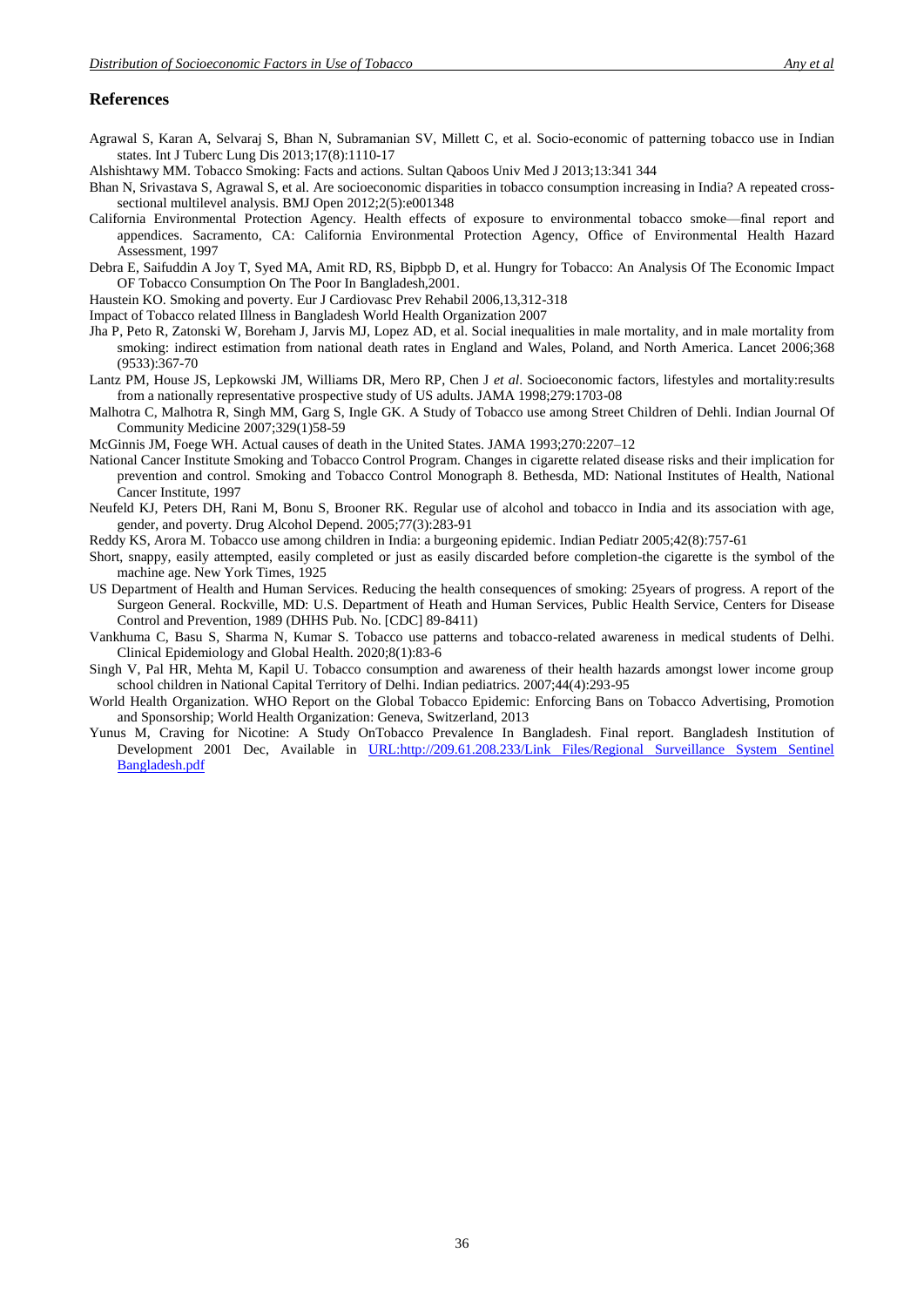## References

Agrawal S, Karan A, Selvaraj S, Bhan N, Subramanian SV, Millett C, et al. Socio-economic of patterning tobacco use in Indian states. Int J Tuberc Lung Dis 2013;17(8):1110-17

Alshishtawy MM. Tobacco Smoking: Facts and actions. Sultan Qaboos Univ Med J 2013;13:341 344

Bhan N, Srivastava S, Agrawal S, et al. Are socioeconomic disparities in tobacco consumption increasing in India? A repeated cross-sectional multilevel analysis. BMJ Open 2012;2(5):e001348

California Environmental Protection Agency. Health effects of exposure to environmental tobacco smoke—final report and appendices. Sacramento, CA: California Environmental Protection Agency, Office of Environmental Health Hazard Assessment, 1997

Debra E, Saifuddin A Joy T, Syed MA, Amit RD, RS, Bipbpb D, et al. Hungry for Tobacco: An Analysis Of The Economic Impact OF Tobacco Consumption On The Poor In Bangladesh,2001.

Haustein KO. Smoking and poverty. Eur J Cardiovasc Prev Rehabil 2006,13,312-318

Impact of Tobacco related Illness in Bangladesh World Health Organization 2007

Jha P, Peto R, Zatonski W, Boreham J, Jarvis MJ, Lopez AD, et al. Social inequalities in male mortality, and in male mortality from smoking: indirect estimation from national death rates in England and Wales, Poland, and North America. Lancet 2006;368 (9533):367-70

Lantz PM, House JS, Lepkowski JM, Williams DR, Mero RP, Chen J *et al*. Socioeconomic factors, lifestyles and mortality:results from a nationally representative prospective study of US adults. JAMA 1998;279:1703-08

Malhotra C, Malhotra R, Singh MM, Garg S, Ingle GK. A Study of Tobacco use among Street Children of Dehli. Indian Journal Of Community Medicine 2007;329(1)58-59

McGinnis JM, Foege WH. Actual causes of death in the United States. JAMA 1993;270:2207–12

National Cancer Institute Smoking and Tobacco Control Program. Changes in cigarette related disease risks and their implication for prevention and control. Smoking and Tobacco Control Monograph 8. Bethesda, MD: National Institutes of Health, National Cancer Institute, 1997

Neufeld KJ, Peters DH, Rani M, Bonu S, Brooner RK. Regular use of alcohol and tobacco in India and its association with age, gender, and poverty. Drug Alcohol Depend. 2005;77(3):283-91

Reddy KS, Arora M. Tobacco use among children in India: a burgeoning epidemic. Indian Pediatr 2005;42(8):757-61

Short, snappy, easily attempted, easily completed or just as easily discarded before completion-the cigarette is the symbol of the machine age. New York Times, 1925

US Department of Health and Human Services. Reducing the health consequences of smoking: 25years of progress. A report of the Surgeon General. Rockville, MD: U.S. Department of Heath and Human Services, Public Health Service, Centers for Disease Control and Prevention, 1989 (DHHS Pub. No. [CDC] 89-8411)

Vankhuma C, Basu S, Sharma N, Kumar S. Tobacco use patterns and tobacco-related awareness in medical students of Delhi. Clinical Epidemiology and Global Health. 2020;8(1):83-6

Singh V, Pal HR, Mehta M, Kapil U. Tobacco consumption and awareness of their health hazards amongst lower income group school children in National Capital Territory of Delhi. Indian pediatrics. 2007;44(4):293-95

World Health Organization. WHO Report on the Global Tobacco Epidemic: Enforcing Bans on Tobacco Advertising, Promotion and Sponsorship; World Health Organization: Geneva, Switzerland, 2013

Yunus M, Craving for Nicotine: A Study OnTobacco Prevalence In Bangladesh. Final report. Bangladesh Institution of Development 2001 Dec, Available in URL:http://209.61.208.233/Link Files/Regional Surveillance System Sentinel Bangladesh.pdf